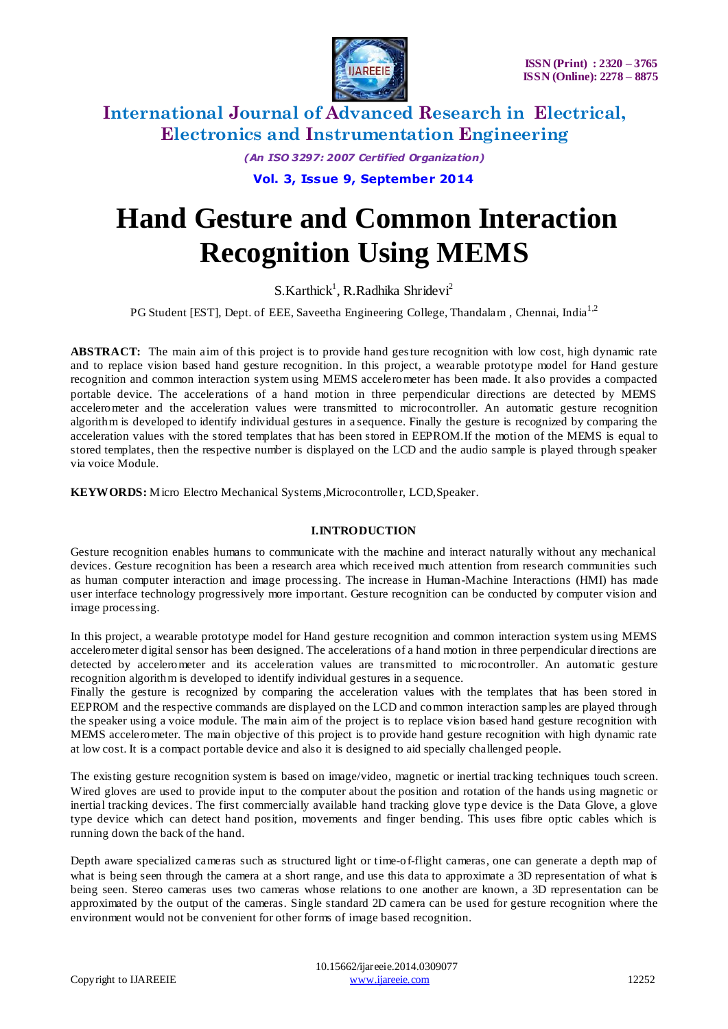# Hand Gesture and Common Interaction Recognition Using MEMS

S.Karthick[1], R.Radhika Shridevi[2]

PG Student [EST], Dept. of EEE, Saveetha Engineering College, Thandalam , Chennai, India[1,2]

**ABSTRACT:** The main aim of this project is to provide hand gesture recognition with low cost, high dynamic rate and to replace vision based hand gesture recognition. In this project, a wearable prototype model for Hand gesture recognition and common interaction system using MEMS accelerometer has been made. It also provides a compacted portable device. The accelerations of a hand motion in three perpendicular directions are detected by MEMS accelerometer and the acceleration values were transmitted to microcontroller. An automatic gesture recognition algorithm is developed to identify individual gestures in a sequence. Finally the gesture is recognized by comparing the acceleration values with the stored templates that has been stored in EEPROM.If the motion of the MEMS is equal to stored templates, then the respective number is displayed on the LCD and the audio sample is played through speaker via voice Module.

**KEYWORDS:** Micro Electro Mechanical Systems,Microcontroller, LCD,Speaker.

## I.INTRODUCTION

Gesture recognition enables humans to communicate with the machine and interact naturally without any mechanical devices. Gesture recognition has been a research area which received much attention from research communities such as human computer interaction and image processing. The increase in Human-Machine Interactions (HMI) has made user interface technology progressively more important. Gesture recognition can be conducted by computer vision and image processing.

In this project, a wearable prototype model for Hand gesture recognition and common interaction system using MEMS accelerometer digital sensor has been designed. The accelerations of a hand motion in three perpendicular directions are detected by accelerometer and its acceleration values are transmitted to microcontroller. An automatic gesture recognition algorithm is developed to identify individual gestures in a sequence.
Finally the gesture is recognized by comparing the acceleration values with the templates that has been stored in EEPROM and the respective commands are displayed on the LCD and common interaction samples are played through the speaker using a voice module. The main aim of the project is to replace vision based hand gesture recognition with MEMS accelerometer. The main objective of this project is to provide hand gesture recognition with high dynamic rate at low cost. It is a compact portable device and also it is designed to aid specially challenged people.

The existing gesture recognition system is based on image/video, magnetic or inertial tracking techniques touch screen. Wired gloves are used to provide input to the computer about the position and rotation of the hands using magnetic or inertial tracking devices. The first commercially available hand tracking glove type device is the Data Glove, a glove type device which can detect hand position, movements and finger bending. This uses fibre optic cables which is running down the back of the hand.

Depth aware specialized cameras such as structured light or time-of-flight cameras, one can generate a depth map of what is being seen through the camera at a short range, and use this data to approximate a 3D representation of what is being seen. Stereo cameras uses two cameras whose relations to one another are known, a 3D representation can be approximated by the output of the cameras. Single standard 2D camera can be used for gesture recognition where the environment would not be convenient for other forms of image based recognition.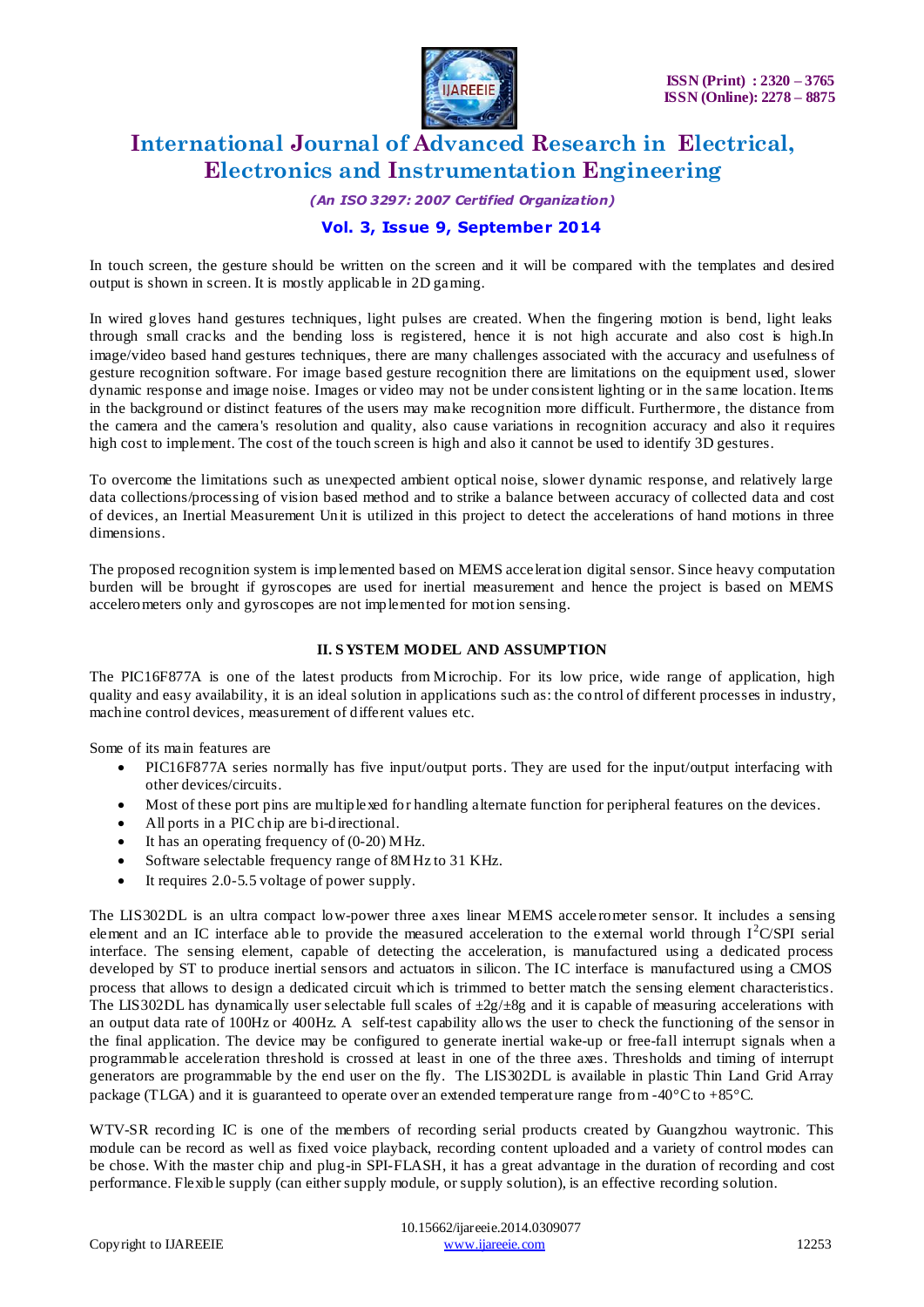In touch screen, the gesture should be written on the screen and it will be compared with the templates and desired output is shown in screen. It is mostly applicable in 2D gaming.

In wired gloves hand gestures techniques, light pulses are created. When the fingering motion is bend, light leaks through small cracks and the bending loss is registered, hence it is not high accurate and also cost is high.In image/video based hand gestures techniques, there are many challenges associated with the accuracy and usefulness of gesture recognition software. For image based gesture recognition there are limitations on the equipment used, slower dynamic response and image noise. Images or video may not be under consistent lighting or in the same location. Items in the background or distinct features of the users may make recognition more difficult. Furthermore, the distance from the camera and the camera's resolution and quality, also cause variations in recognition accuracy and also it requires high cost to implement. The cost of the touch screen is high and also it cannot be used to identify 3D gestures.

To overcome the limitations such as unexpected ambient optical noise, slower dynamic response, and relatively large data collections/processing of vision based method and to strike a balance between accuracy of collected data and cost of devices, an Inertial Measurement Unit is utilized in this project to detect the accelerations of hand motions in three dimensions.

The proposed recognition system is implemented based on MEMS acceleration digital sensor. Since heavy computation burden will be brought if gyroscopes are used for inertial measurement and hence the project is based on MEMS accelerometers only and gyroscopes are not implemented for motion sensing.

## II. SYSTEM MODEL AND ASSUMPTION

The PIC16F877A is one of the latest products from Microchip. For its low price, wide range of application, high quality and easy availability, it is an ideal solution in applications such as: the control of different processes in industry, machine control devices, measurement of different values etc.

Some of its main features are

- PIC16F877A series normally has five input/output ports. They are used for the input/output interfacing with other devices/circuits.
- Most of these port pins are multiplexed for handling alternate function for peripheral features on the devices.
- All ports in a PIC chip are bi-directional.
- It has an operating frequency of (0-20) MHz.
- Software selectable frequency range of 8MHz to 31 KHz.
- It requires 2.0-5.5 voltage of power supply.

The LIS302DL is an ultra compact low-power three axes linear MEMS accelerometer sensor. It includes a sensing element and an IC interface able to provide the measured acceleration to the external world through $I^2C$/SPI serial interface. The sensing element, capable of detecting the acceleration, is manufactured using a dedicated process developed by ST to produce inertial sensors and actuators in silicon. The IC interface is manufactured using a CMOS process that allows to design a dedicated circuit which is trimmed to better match the sensing element characteristics. The LIS302DL has dynamically user selectable full scales of ±2g/±8g and it is capable of measuring accelerations with an output data rate of 100Hz or 400Hz. A self-test capability allows the user to check the functioning of the sensor in the final application. The device may be configured to generate inertial wake-up or free-fall interrupt signals when a programmable acceleration threshold is crossed at least in one of the three axes. Thresholds and timing of interrupt generators are programmable by the end user on the fly. The LIS302DL is available in plastic Thin Land Grid Array package (TLGA) and it is guaranteed to operate over an extended temperature range from -40°C to +85°C.

WTV-SR recording IC is one of the members of recording serial products created by Guangzhou waytronic. This module can be record as well as fixed voice playback, recording content uploaded and a variety of control modes can be chose. With the master chip and plug-in SPI-FLASH, it has a great advantage in the duration of recording and cost performance. Flexible supply (can either supply module, or supply solution), is an effective recording solution.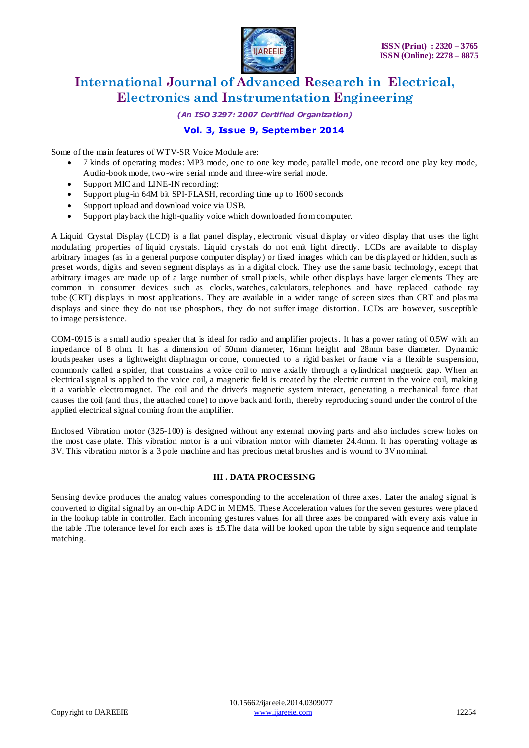Some of the main features of WTV-SR Voice Module are:

- 7 kinds of operating modes: MP3 mode, one to one key mode, parallel mode, one record one play key mode, Audio-book mode, two-wire serial mode and three-wire serial mode.
- Support MIC and LINE-IN recording;
- Support plug-in 64M bit SPI-FLASH, recording time up to 1600 seconds
- Support upload and download voice via USB.
- Support playback the high-quality voice which downloaded from computer.

A Liquid Crystal Display (LCD) is a flat panel display, electronic visual display or video display that uses the light modulating properties of liquid crystals. Liquid crystals do not emit light directly. LCDs are available to display arbitrary images (as in a general purpose computer display) or fixed images which can be displayed or hidden, such as preset words, digits and seven segment displays as in a digital clock. They use the same basic technology, except that arbitrary images are made up of a large number of small pixels, while other displays have larger elements They are common in consumer devices such as clocks, watches, calculators, telephones and have replaced cathode ray tube (CRT) displays in most applications. They are available in a wider range of screen sizes than CRT and plasma displays and since they do not use phosphors, they do not suffer image distortion. LCDs are however, susceptible to image persistence.

COM-0915 is a small audio speaker that is ideal for radio and amplifier projects. It has a power rating of 0.5W with an impedance of 8 ohm. It has a dimension of 50mm diameter, 16mm height and 28mm base diameter. Dynamic loudspeaker uses a lightweight diaphragm or cone, connected to a rigid basket or frame via a flexible suspension, commonly called a spider, that constrains a voice coil to move axially through a cylindrical magnetic gap. When an electrical signal is applied to the voice coil, a magnetic field is created by the electric current in the voice coil, making it a variable electromagnet. The coil and the driver's magnetic system interact, generating a mechanical force that causes the coil (and thus, the attached cone) to move back and forth, thereby reproducing sound under the control of the applied electrical signal coming from the amplifier.

Enclosed Vibration motor (325-100) is designed without any external moving parts and also includes screw holes on the most case plate. This vibration motor is a uni vibration motor with diameter 24.4mm. It has operating voltage as 3V. This vibration motor is a 3 pole machine and has precious metal brushes and is wound to 3V nominal.

## III . DATA PROCESSING

Sensing device produces the analog values corresponding to the acceleration of three axes. Later the analog signal is converted to digital signal by an on-chip ADC in MEMS. These Acceleration values for the seven gestures were placed in the lookup table in controller. Each incoming gestures values for all three axes be compared with every axis value in the table .The tolerance level for each axes is $\pm 5$.The data will be looked upon the table by sign sequence and template matching.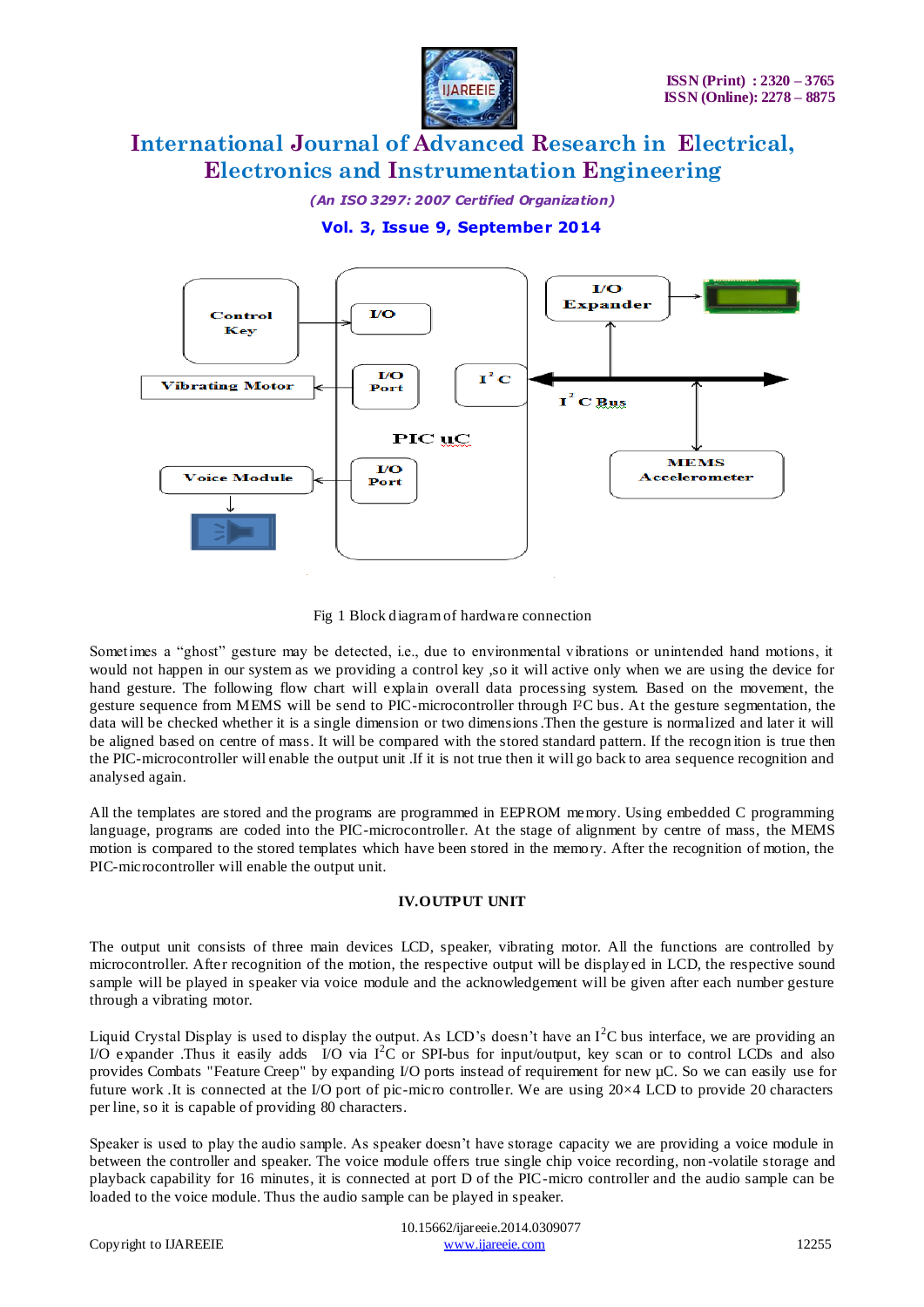Fig 1 Block diagram of hardware connection

Sometimes a “ghost” gesture may be detected, i.e., due to environmental vibrations or unintended hand motions, it would not happen in our system as we providing a control key ,so it will active only when we are using the device for hand gesture. The following flow chart will explain overall data processing system. Based on the movement, the gesture sequence from MEMS will be send to PIC-microcontroller through I²C bus. At the gesture segmentation, the data will be checked whether it is a single dimension or two dimensions .Then the gesture is normalized and later it will be aligned based on centre of mass. It will be compared with the stored standard pattern. If the recognition is true then the PIC-microcontroller will enable the output unit .If it is not true then it will go back to area sequence recognition and analysed again.

All the templates are stored and the programs are programmed in EEPROM memory. Using embedded C programming language, programs are coded into the PIC-microcontroller. At the stage of alignment by centre of mass, the MEMS motion is compared to the stored templates which have been stored in the memory. After the recognition of motion, the PIC-microcontroller will enable the output unit.

## IV.OUTPUT UNIT

The output unit consists of three main devices LCD, speaker, vibrating motor. All the functions are controlled by microcontroller. After recognition of the motion, the respective output will be displayed in LCD, the respective sound sample will be played in speaker via voice module and the acknowledgement will be given after each number gesture through a vibrating motor.

Liquid Crystal Display is used to display the output. As LCD’s doesn’t have an $I^2C$ bus interface, we are providing an I/O expander .Thus it easily adds I/O via $I^2C$ or SPI-bus for input/output, key scan or to control LCDs and also provides Combats "Feature Creep" by expanding I/O ports instead of requirement for new µC. So we can easily use for future work .It is connected at the I/O port of pic-micro controller. We are using 20×4 LCD to provide 20 characters per line, so it is capable of providing 80 characters.

Speaker is used to play the audio sample. As speaker doesn’t have storage capacity we are providing a voice module in between the controller and speaker. The voice module offers true single chip voice recording, non-volatile storage and playback capability for 16 minutes, it is connected at port D of the PIC-micro controller and the audio sample can be loaded to the voice module. Thus the audio sample can be played in speaker.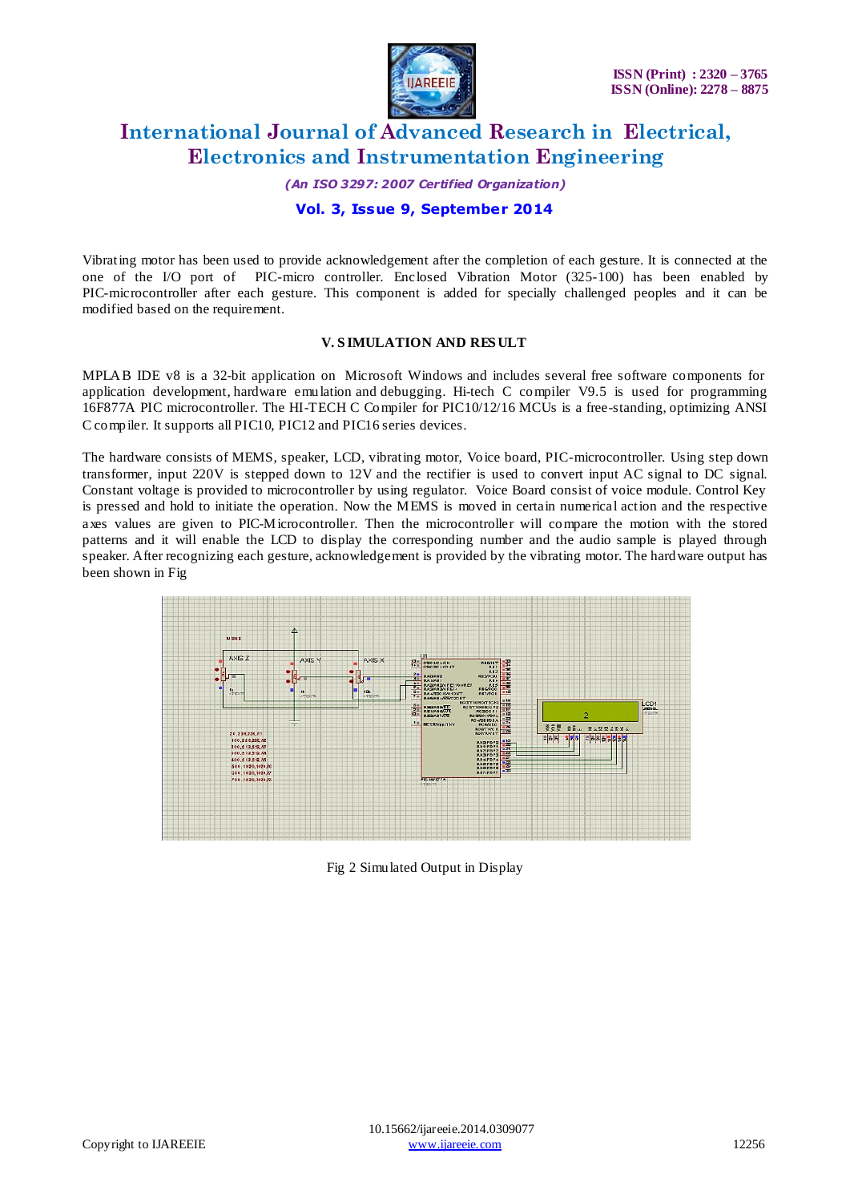Vibrating motor has been used to provide acknowledgement after the completion of each gesture. It is connected at the one of the I/O port of PIC-micro controller. Enclosed Vibration Motor (325-100) has been enabled by PIC-microcontroller after each gesture. This component is added for specially challenged peoples and it can be modified based on the requirement.

## V. SIMULATION AND RESULT

MPLAB IDE v8 is a 32-bit application on Microsoft Windows and includes several free software components for application development, hardware emulation and debugging. Hi-tech C compiler V9.5 is used for programming 16F877A PIC microcontroller. The HI-TECH C Compiler for PIC10/12/16 MCUs is a free-standing, optimizing ANSI C compiler. It supports all PIC10, PIC12 and PIC16 series devices.

The hardware consists of MEMS, speaker, LCD, vibrating motor, Voice board, PIC-microcontroller. Using step down transformer, input 220V is stepped down to 12V and the rectifier is used to convert input AC signal to DC signal. Constant voltage is provided to microcontroller by using regulator. Voice Board consist of voice module. Control Key is pressed and hold to initiate the operation. Now the MEMS is moved in certain numerical action and the respective axes values are given to PIC-Microcontroller. Then the microcontroller will compare the motion with the stored patterns and it will enable the LCD to display the corresponding number and the audio sample is played through speaker. After recognizing each gesture, acknowledgement is provided by the vibrating motor. The hardware output has been shown in Fig

Fig 2 Simulated Output in Display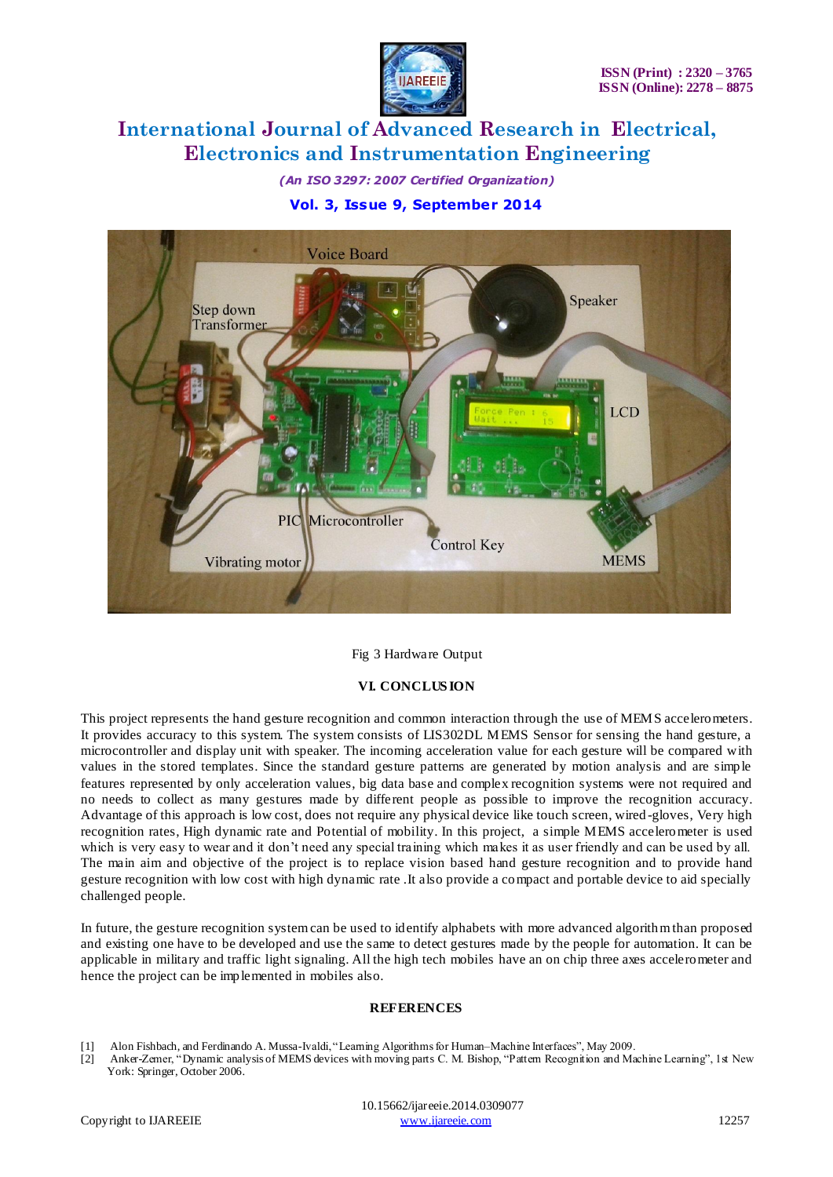Fig 3 Hardware Output

## VI. CONCLUSION

This project represents the hand gesture recognition and common interaction through the use of MEMS accelerometers. It provides accuracy to this system. The system consists of LIS302DL MEMS Sensor for sensing the hand gesture, a microcontroller and display unit with speaker. The incoming acceleration value for each gesture will be compared with values in the stored templates. Since the standard gesture patterns are generated by motion analysis and are simple features represented by only acceleration values, big data base and complex recognition systems were not required and no needs to collect as many gestures made by different people as possible to improve the recognition accuracy. Advantage of this approach is low cost, does not require any physical device like touch screen, wired-gloves, Very high recognition rates, High dynamic rate and Potential of mobility. In this project, a simple MEMS accelerometer is used which is very easy to wear and it don't need any special training which makes it as user friendly and can be used by all. The main aim and objective of the project is to replace vision based hand gesture recognition and to provide hand gesture recognition with low cost with high dynamic rate .It also provide a compact and portable device to aid specially challenged people.

In future, the gesture recognition system can be used to identify alphabets with more advanced algorithm than proposed and existing one have to be developed and use the same to detect gestures made by the people for automation. It can be applicable in military and traffic light signaling. All the high tech mobiles have an on chip three axes accelerometer and hence the project can be implemented in mobiles also.

## REFERENCES

[1] Alon Fishbach, and Ferdinando A. Mussa-Ivaldi, "Learning Algorithms for Human–Machine Interfaces", May 2009.

[2] Anker-Zemer, "Dynamic analysis of MEMS devices with moving parts C. M. Bishop, "Pattern Recognition and Machine Learning", 1st New York: Springer, October 2006.

10.15662/ijareeie.2014.0309077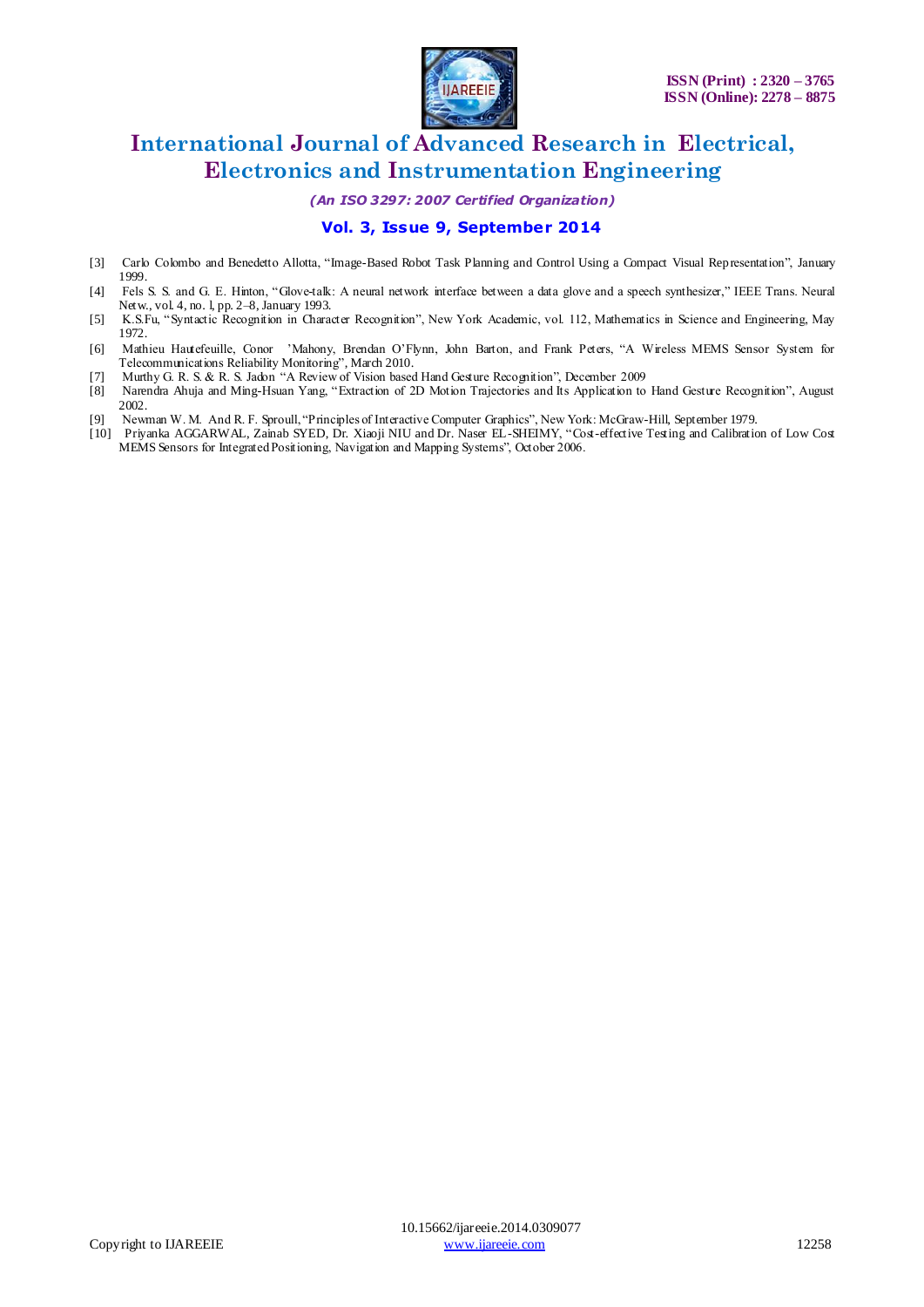[3] Carlo Colombo and Benedetto Allotta, "Image-Based Robot Task Planning and Control Using a Compact Visual Representation", January 1999.

[4] Fels S. S. and G. E. Hinton, "Glove-talk: A neural network interface between a data glove and a speech synthesizer," IEEE Trans. Neural Netw., vol. 4, no. l, pp. 2–8, January 1993.

[5] K.S.Fu, "Syntactic Recognition in Character Recognition", New York Academic, vol. 112, Mathematics in Science and Engineering, May 1972.

[6] Mathieu Hautefeuille, Conor 'Mahony, Brendan O'Flynn, John Barton, and Frank Peters, "A Wireless MEMS Sensor System for Telecommunications Reliability Monitoring", March 2010.

[7] Murthy G. R. S. & R. S. Jadon "A Review of Vision based Hand Gesture Recognition", December 2009

[8] Narendra Ahuja and Ming-Hsuan Yang, "Extraction of 2D Motion Trajectories and Its Application to Hand Gesture Recognition", August 2002.

[9] Newman W. M. And R. F. Sproull, "Principles of Interactive Computer Graphics", New York: McGraw-Hill, September 1979.

[10] Priyanka AGGARWAL, Zainab SYED, Dr. Xiaoji NIU and Dr. Naser EL-SHEIMY, "Cost-effective Testing and Calibration of Low Cost MEMS Sensors for Integrated Positioning, Navigation and Mapping Systems", October 2006.